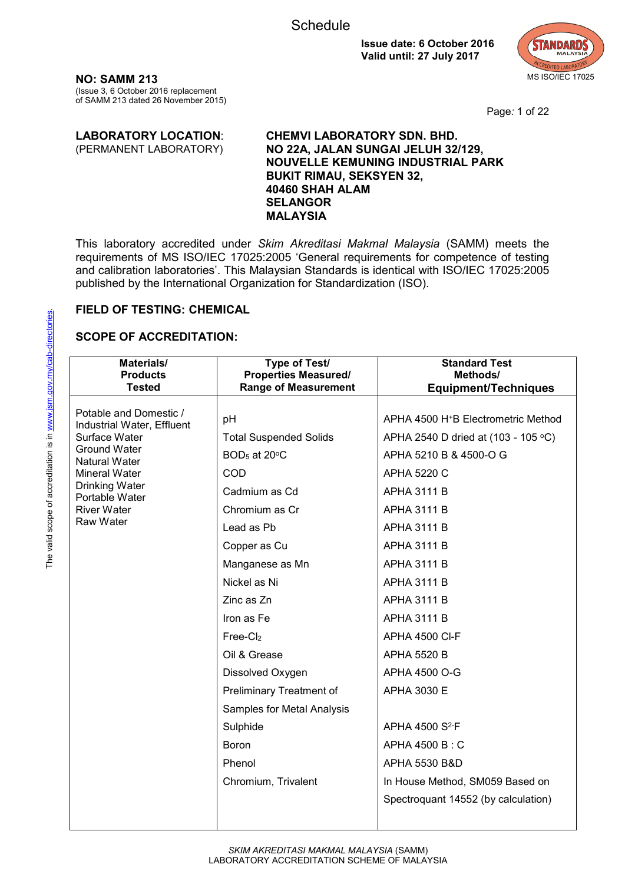# Schedule

**Issue date: 6 October 2016**
**Valid until: 27 July 2017**

MS ISO/IEC 17025

**NO: SAMM 213**
(Issue 3, 6 October 2016 replacement of SAMM 213 dated 26 November 2015)

**LABORATORY LOCATION**: (PERMANENT LABORATORY)

**CHEMVI LABORATORY SDN. BHD.**
**NO 22A, JALAN SUNGAI JELUH 32/129,**
**NOUVELLE KEMUNING INDUSTRIAL PARK**
**BUKIT RIMAU, SEKSYEN 32,**
**40460 SHAH ALAM**
**SELANGOR**
**MALAYSIA**

This laboratory accredited under *Skim Akreditasi Makmal Malaysia* (SAMM) meets the requirements of MS ISO/IEC 17025:2005 'General requirements for competence of testing and calibration laboratories'. This Malaysian Standards is identical with ISO/IEC 17025:2005 published by the International Organization for Standardization (ISO).

The valid scope of accreditation is in www.jsm.gov.my/cab-directories.

**FIELD OF TESTING: CHEMICAL**

**SCOPE OF ACCREDITATION:**

| Materials/ Products Tested | Type of Test/ Properties Measured/ Range of Measurement | Standard Test Methods/ Equipment/Techniques |
|---|---|---|
| Potable and Domestic / Industrial Water, Effluent Surface Water Ground Water Natural Water Mineral Water Drinking Water Portable Water River Water Raw Water | pH | APHA 4500 $H^+$B Electrometric Method |
| | Total Suspended Solids | APHA 2540 D dried at (103 - 105 °C) |
| | $BOD_5$ at 20°C | APHA 5210 B & 4500-O G |
| | COD | APHA 5220 C |
| | Cadmium as Cd | APHA 3111 B |
| | Chromium as Cr | APHA 3111 B |
| | Lead as Pb | APHA 3111 B |
| | Copper as Cu | APHA 3111 B |
| | Manganese as Mn | APHA 3111 B |
| | Nickel as Ni | APHA 3111 B |
| | Zinc as Zn | APHA 3111 B |
| | Iron as Fe | APHA 3111 B |
| | Free-$Cl_2$ | APHA 4500 Cl-F |
| | Oil & Grease | APHA 5520 B |
| | Dissolved Oxygen | APHA 4500 O-G |
| | Preliminary Treatment of Samples for Metal Analysis | APHA 3030 E |
| | Sulphide | APHA 4500 $S^{2-}$F |
| | Boron | APHA 4500 B : C |
| | Phenol | APHA 5530 B&D |
| | Chromium, Trivalent | In House Method, SM059 Based on Spectroquant 14552 (by calculation) |

*SKIM AKREDITASI MAKMAL MALAYSIA* (SAMM)
LABORATORY ACCREDITATION SCHEME OF MALAYSIA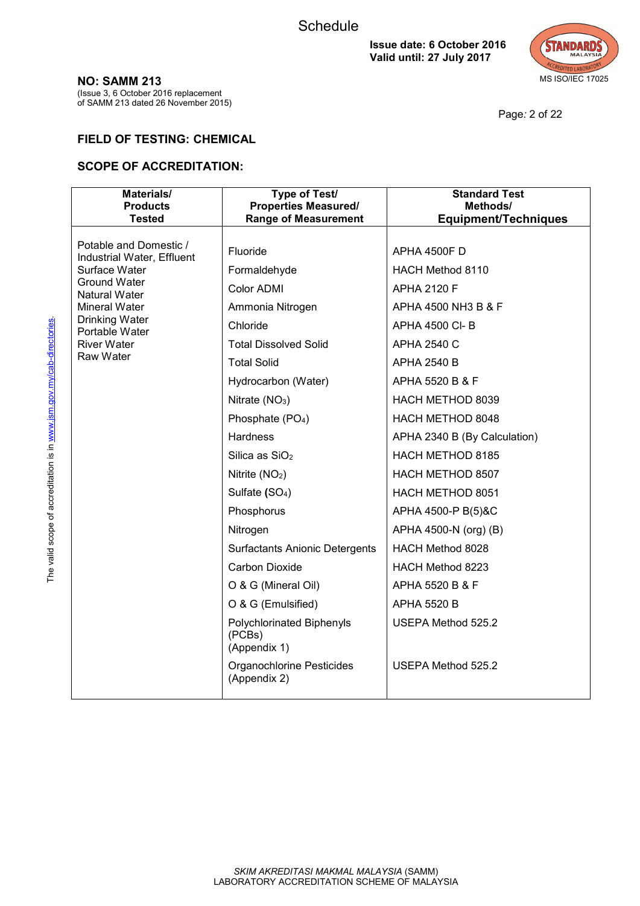**NO: SAMM 213**

(Issue 3, 6 October 2016 replacement of SAMM 213 dated 26 November 2015)

**Issue date: 6 October 2016**
**Valid until: 27 July 2017**

MS ISO/IEC 17025

## FIELD OF TESTING: CHEMICAL

## SCOPE OF ACCREDITATION:

| Materials/ Products Tested | Type of Test/ Properties Measured/ Range of Measurement | Standard Test Methods/ Equipment/Techniques |
|---|---|---|
| Potable and Domestic / Industrial Water, Effluent Surface Water Ground Water Natural Water Mineral Water Drinking Water Portable Water River Water Raw Water | Fluoride | APHA 4500F D |
| | Formaldehyde | HACH Method 8110 |
| | Color ADMI | APHA 2120 F |
| | Ammonia Nitrogen | APHA 4500 NH3 B & F |
| | Chloride | APHA 4500 Cl- B |
| | Total Dissolved Solid | APHA 2540 C |
| | Total Solid | APHA 2540 B |
| | Hydrocarbon (Water) | APHA 5520 B & F |
| | Nitrate ($NO_3$) | HACH METHOD 8039 |
| | Phosphate ($PO_4$) | HACH METHOD 8048 |
| | Hardness | APHA 2340 B (By Calculation) |
| | Silica as $SiO_2$ | HACH METHOD 8185 |
| | Nitrite ($NO_2$) | HACH METHOD 8507 |
| | Sulfate **(**$SO_4$) | HACH METHOD 8051 |
| | Phosphorus | APHA 4500-P B(5)&C |
| | Nitrogen | APHA 4500-N (org) (B) |
| | Surfactants Anionic Detergents | HACH Method 8028 |
| | Carbon Dioxide | HACH Method 8223 |
| | O & G (Mineral Oil) | APHA 5520 B & F |
| | O & G (Emulsified) | APHA 5520 B |
| | Polychlorinated Biphenyls (PCBs) (Appendix 1) | USEPA Method 525.2 |
| | Organochlorine Pesticides (Appendix 2) | USEPA Method 525.2 |

The valid scope of accreditation is in www.jsm.gov.my/cab-directories.

*SKIM AKREDITASI MAKMAL MALAYSIA* (SAMM)
LABORATORY ACCREDITATION SCHEME OF MALAYSIA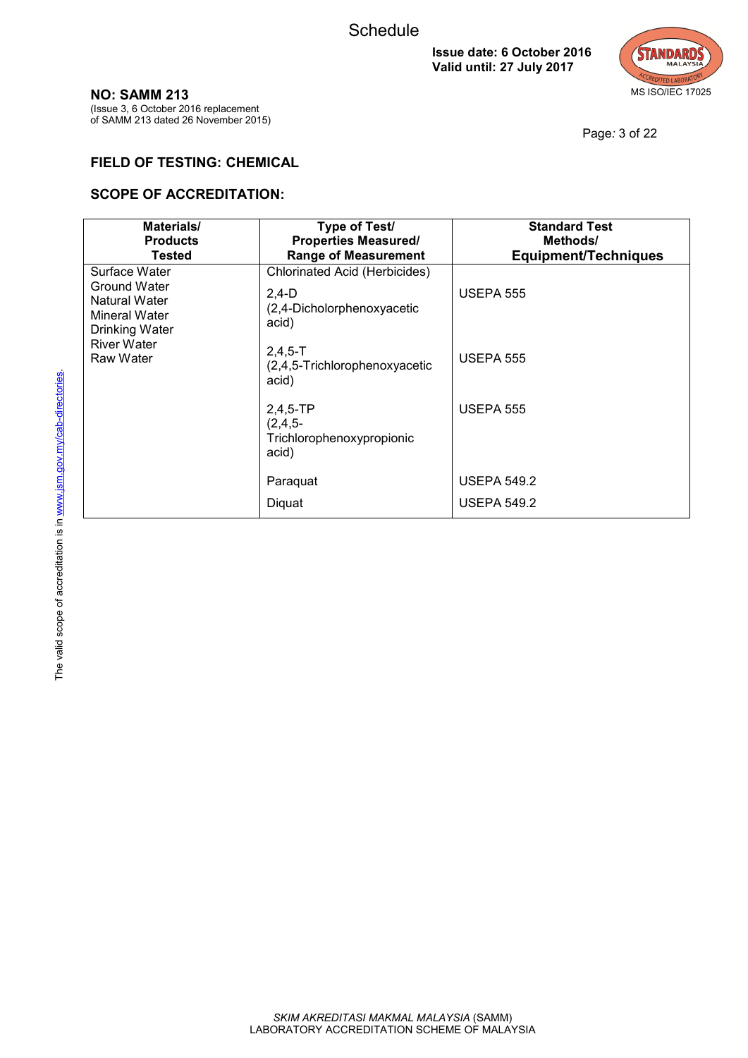Schedule

**Issue date: 6 October 2016**
**Valid until: 27 July 2017**

MS ISO/IEC 17025

**NO: SAMM 213**
(Issue 3, 6 October 2016 replacement of SAMM 213 dated 26 November 2015)

## FIELD OF TESTING: CHEMICAL

## SCOPE OF ACCREDITATION:

| Materials/ Products Tested | Type of Test/ Properties Measured/ Range of Measurement | Standard Test Methods/ Equipment/Techniques |
|---|---|---|
| Surface Water<br>Ground Water<br>Natural Water<br>Mineral Water<br>Drinking Water<br>River Water<br>Raw Water | Chlorinated Acid (Herbicides) | |
| | 2,4-D (2,4-Dicholorphenoxyacetic acid) | USEPA 555 |
| | 2,4,5-T (2,4,5-Trichlorophenoxyacetic acid) | USEPA 555 |
| | 2,4,5-TP (2,4,5-Trichlorophenoxypropionic acid) | USEPA 555 |
| | Paraquat | USEPA 549.2 |
| | Diquat | USEPA 549.2 |

The valid scope of accreditation is in www.jsm.gov.my/cab-directories.

*SKIM AKREDITASI MAKMAL MALAYSIA* (SAMM)
LABORATORY ACCREDITATION SCHEME OF MALAYSIA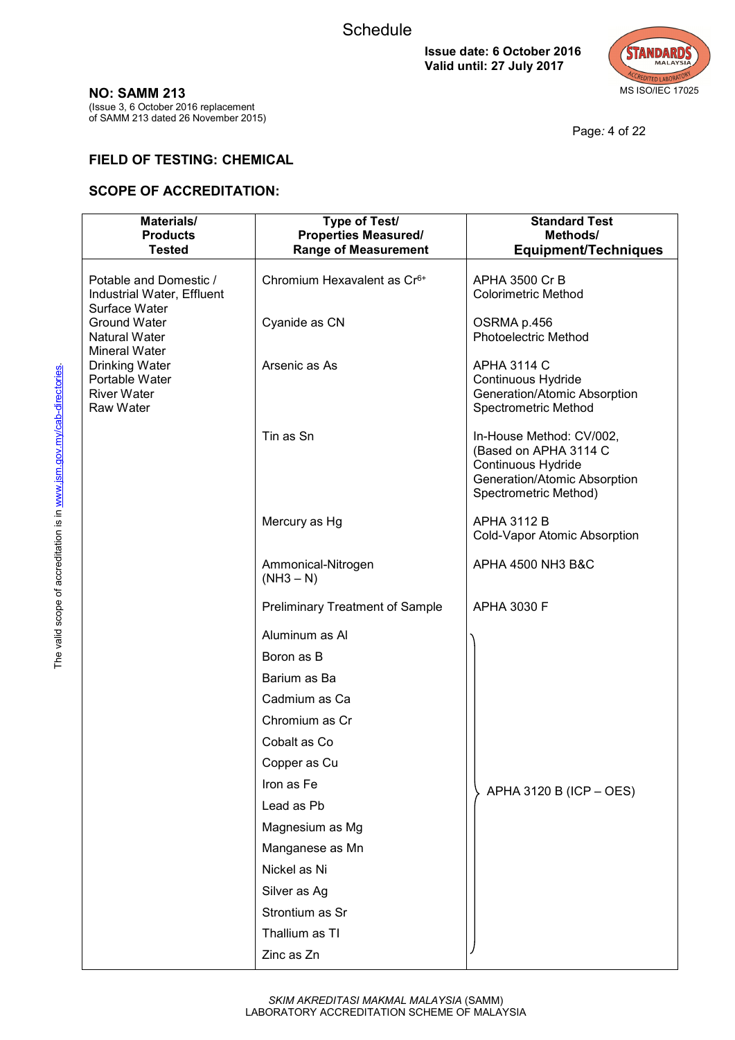Schedule

**Issue date: 6 October 2016**
**Valid until: 27 July 2017**

MS ISO/IEC 17025

**NO: SAMM 213**
(Issue 3, 6 October 2016 replacement of SAMM 213 dated 26 November 2015)

## FIELD OF TESTING: CHEMICAL

## SCOPE OF ACCREDITATION:

| Materials/ Products Tested | Type of Test/ Properties Measured/ Range of Measurement | Standard Test Methods/ Equipment/Techniques |
|---|---|---|
| Potable and Domestic / Industrial Water, Effluent Surface Water Ground Water Natural Water Mineral Water Drinking Water Portable Water River Water Raw Water | Chromium Hexavalent as $Cr^{6+}$ | APHA 3500 Cr B Colorimetric Method |
| | Cyanide as CN | OSRMA p.456 Photoelectric Method |
| | Arsenic as As | APHA 3114 C Continuous Hydride Generation/Atomic Absorption Spectrometric Method |
| | Tin as Sn | In-House Method: CV/002, (Based on APHA 3114 C Continuous Hydride Generation/Atomic Absorption Spectrometric Method) |
| | Mercury as Hg | APHA 3112 B Cold-Vapor Atomic Absorption |
| | Ammonical-Nitrogen (NH3 – N) | APHA 4500 NH3 B&C |
| | Preliminary Treatment of Sample | APHA 3030 F |
| | Aluminum as Al | APHA 3120 B (ICP – OES) |
| | Boron as B | APHA 3120 B (ICP – OES) |
| | Barium as Ba | APHA 3120 B (ICP – OES) |
| | Cadmium as Ca | APHA 3120 B (ICP – OES) |
| | Chromium as Cr | APHA 3120 B (ICP – OES) |
| | Cobalt as Co | APHA 3120 B (ICP – OES) |
| | Copper as Cu | APHA 3120 B (ICP – OES) |
| | Iron as Fe | APHA 3120 B (ICP – OES) |
| | Lead as Pb | APHA 3120 B (ICP – OES) |
| | Magnesium as Mg | APHA 3120 B (ICP – OES) |
| | Manganese as Mn | APHA 3120 B (ICP – OES) |
| | Nickel as Ni | APHA 3120 B (ICP – OES) |
| | Silver as Ag | APHA 3120 B (ICP – OES) |
| | Strontium as Sr | APHA 3120 B (ICP – OES) |
| | Thallium as TI | APHA 3120 B (ICP – OES) |
| | Zinc as Zn | APHA 3120 B (ICP – OES) |

The valid scope of accreditation is in www.jsm.gov.my/cab-directories.

*SKIM AKREDITASI MAKMAL MALAYSIA* (SAMM)
LABORATORY ACCREDITATION SCHEME OF MALAYSIA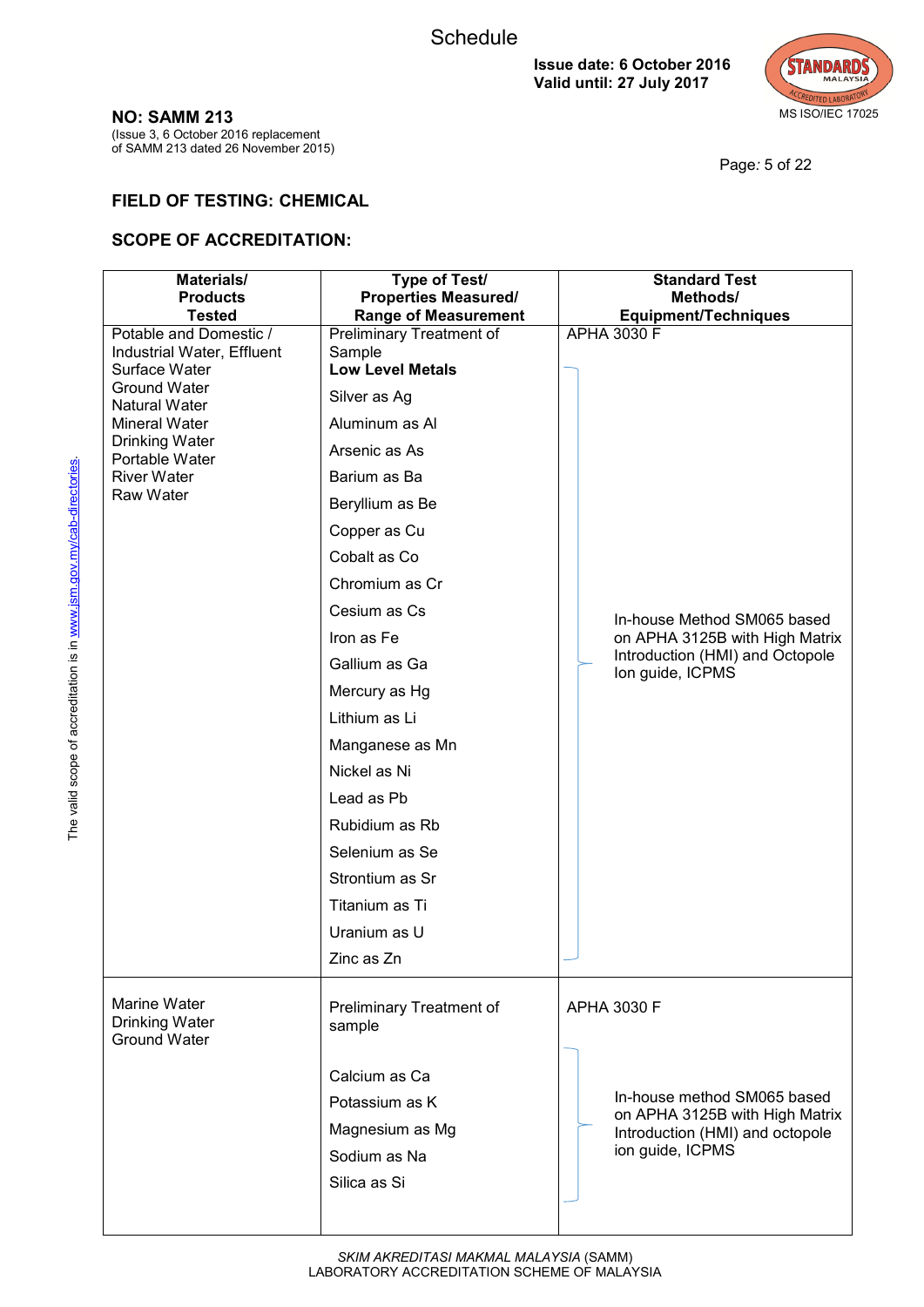Schedule

**Issue date: 6 October 2016**
**Valid until: 27 July 2017**

MS ISO/IEC 17025

**NO: SAMM 213**
(Issue 3, 6 October 2016 replacement of SAMM 213 dated 26 November 2015)

## FIELD OF TESTING: CHEMICAL

## SCOPE OF ACCREDITATION:

| Materials/ Products Tested | Type of Test/ Properties Measured/ Range of Measurement | Standard Test Methods/ Equipment/Techniques |
|---|---|---|
| Potable and Domestic / Industrial Water, Effluent<br>Surface Water<br>Ground Water<br>Natural Water<br>Mineral Water<br>Drinking Water<br>Portable Water<br>River Water<br>Raw Water | Preliminary Treatment of Sample | APHA 3030 F |
| | **Low Level Metals**<br>Silver as Ag<br>Aluminum as Al<br>Arsenic as As<br>Barium as Ba<br>Beryllium as Be<br>Copper as Cu<br>Cobalt as Co<br>Chromium as Cr<br>Cesium as Cs<br>Iron as Fe<br>Gallium as Ga<br>Mercury as Hg<br>Lithium as Li<br>Manganese as Mn<br>Nickel as Ni<br>Lead as Pb<br>Rubidium as Rb<br>Selenium as Se<br>Strontium as Sr<br>Titanium as Ti<br>Uranium as U<br>Zinc as Zn | In-house Method SM065 based on APHA 3125B with High Matrix Introduction (HMI) and Octopole Ion guide, ICPMS |
| Marine Water<br>Drinking Water<br>Ground Water | Preliminary Treatment of sample | APHA 3030 F |
| | Calcium as Ca<br>Potassium as K<br>Magnesium as Mg<br>Sodium as Na<br>Silica as Si | In-house method SM065 based on APHA 3125B with High Matrix Introduction (HMI) and octopole ion guide, ICPMS |

The valid scope of accreditation is in www.jsm.gov.my/cab-directories.

*SKIM AKREDITASI MAKMAL MALAYSIA* (SAMM)
LABORATORY ACCREDITATION SCHEME OF MALAYSIA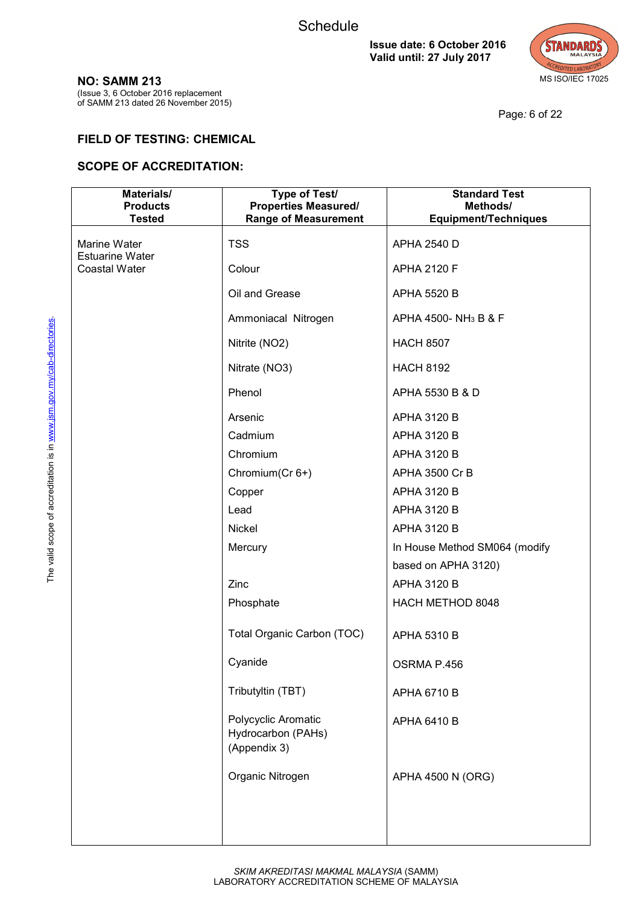Schedule

**Issue date: 6 October 2016**
**Valid until: 27 July 2017**

MS ISO/IEC 17025

**NO: SAMM 213**
(Issue 3, 6 October 2016 replacement of SAMM 213 dated 26 November 2015)

## FIELD OF TESTING: CHEMICAL

## SCOPE OF ACCREDITATION:

| Materials/ Products Tested | Type of Test/ Properties Measured/ Range of Measurement | Standard Test Methods/ Equipment/Techniques |
|---|---|---|
| Marine Water<br>Estuarine Water<br>Coastal Water | TSS | APHA 2540 D |
| | Colour | APHA 2120 F |
| | Oil and Grease | APHA 5520 B |
| | Ammoniacal Nitrogen | APHA 4500- $NH_3$ B & F |
| | Nitrite (NO2) | HACH 8507 |
| | Nitrate (NO3) | HACH 8192 |
| | Phenol | APHA 5530 B & D |
| | Arsenic | APHA 3120 B |
| | Cadmium | APHA 3120 B |
| | Chromium | APHA 3120 B |
| | Chromium(Cr 6+) | APHA 3500 Cr B |
| | Copper | APHA 3120 B |
| | Lead | APHA 3120 B |
| | Nickel | APHA 3120 B |
| | Mercury | In House Method SM064 (modify based on APHA 3120) |
| | Zinc | APHA 3120 B |
| | Phosphate | HACH METHOD 8048 |
| | Total Organic Carbon (TOC) | APHA 5310 B |
| | Cyanide | OSRMA P.456 |
| | Tributyltin (TBT) | APHA 6710 B |
| | Polycyclic Aromatic Hydrocarbon (PAHs) (Appendix 3) | APHA 6410 B |
| | Organic Nitrogen | APHA 4500 N (ORG) |

The valid scope of accreditation is in www.jsm.gov.my/cab-directories.

*SKIM AKREDITASI MAKMAL MALAYSIA* (SAMM)
LABORATORY ACCREDITATION SCHEME OF MALAYSIA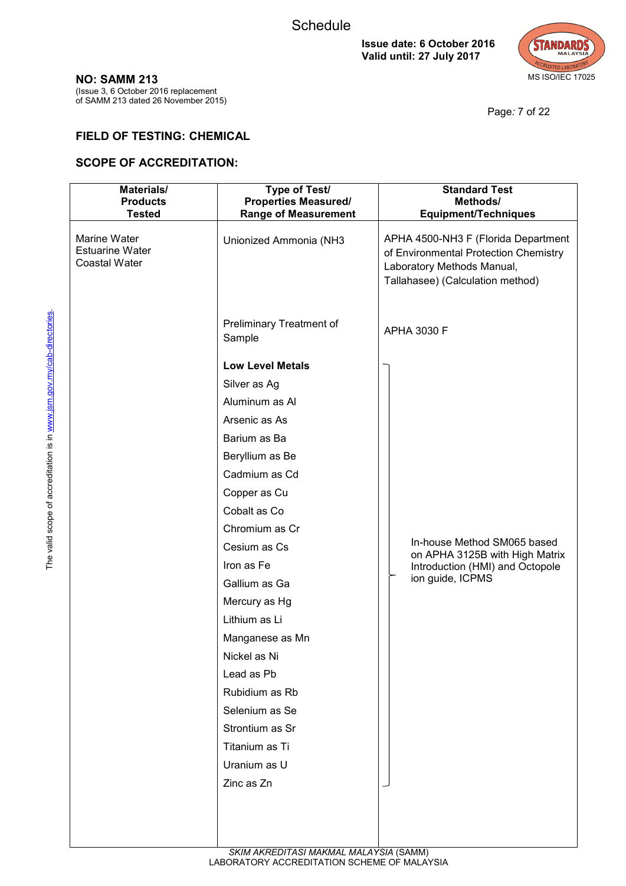Schedule

**Issue date: 6 October 2016**
**Valid until: 27 July 2017**

**NO: SAMM 213**
(Issue 3, 6 October 2016 replacement of SAMM 213 dated 26 November 2015)

## FIELD OF TESTING: CHEMICAL

## SCOPE OF ACCREDITATION:

| Materials/ Products Tested | Type of Test/ Properties Measured/ Range of Measurement | Standard Test Methods/ Equipment/Techniques |
|---|---|---|
| Marine Water<br>Estuarine Water<br>Coastal Water | Unionized Ammonia (NH3 | APHA 4500-NH3 F (Florida Department of Environmental Protection Chemistry Laboratory Methods Manual, Tallahasee) (Calculation method) |
| | Preliminary Treatment of Sample | APHA 3030 F |
| | **Low Level Metals**<br>Silver as Ag<br>Aluminum as Al<br>Arsenic as As<br>Barium as Ba<br>Beryllium as Be<br>Cadmium as Cd<br>Copper as Cu<br>Cobalt as Co<br>Chromium as Cr<br>Cesium as Cs<br>Iron as Fe<br>Gallium as Ga<br>Mercury as Hg<br>Lithium as Li<br>Manganese as Mn<br>Nickel as Ni<br>Lead as Pb<br>Rubidium as Rb<br>Selenium as Se<br>Strontium as Sr<br>Titanium as Ti<br>Uranium as U<br>Zinc as Zn | In-house Method SM065 based on APHA 3125B with High Matrix Introduction (HMI) and Octopole ion guide, ICPMS |

The valid scope of accreditation is in www.jsm.gov.my/cab-directories.

*SKIM AKREDITASI MAKMAL MALAYSIA* (SAMM)
LABORATORY ACCREDITATION SCHEME OF MALAYSIA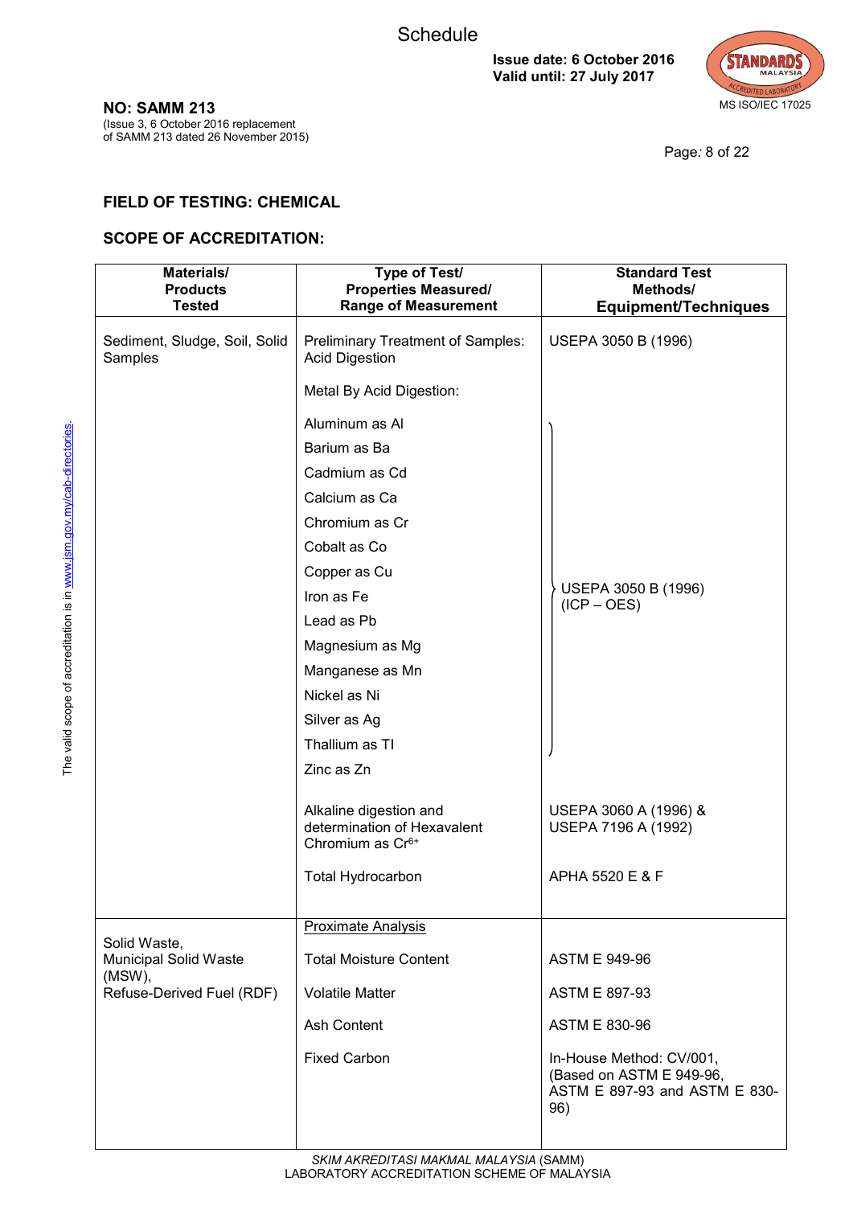Schedule

**Issue date: 6 October 2016**
**Valid until: 27 July 2017**

MS ISO/IEC 17025

**NO: SAMM 213**
(Issue 3, 6 October 2016 replacement of SAMM 213 dated 26 November 2015)

The valid scope of accreditation is in www.jsm.gov.my/cab-directories.

## FIELD OF TESTING: CHEMICAL

## SCOPE OF ACCREDITATION:

| Materials/ Products Tested | Type of Test/ Properties Measured/ Range of Measurement | Standard Test Methods/ Equipment/Techniques |
|---|---|---|
| Sediment, Sludge, Soil, Solid Samples | Preliminary Treatment of Samples: Acid Digestion | USEPA 3050 B (1996) |
| | Metal By Acid Digestion: | |
| | Aluminum as Al | USEPA 3050 B (1996) (ICP – OES) |
| | Barium as Ba | |
| | Cadmium as Cd | |
| | Calcium as Ca | |
| | Chromium as Cr | |
| | Cobalt as Co | |
| | Copper as Cu | |
| | Iron as Fe | |
| | Lead as Pb | |
| | Magnesium as Mg | |
| | Manganese as Mn | |
| | Nickel as Ni | |
| | Silver as Ag | |
| | Thallium as Tl | |
| | Zinc as Zn | |
| | Alkaline digestion and determination of Hexavalent Chromium as $Cr^{6+}$ | USEPA 3060 A (1996) & USEPA 7196 A (1992) |
| | Total Hydrocarbon | APHA 5520 E & F |
| Solid Waste, Municipal Solid Waste (MSW), Refuse-Derived Fuel (RDF) | Proximate Analysis | |
| | Total Moisture Content | ASTM E 949-96 |
| | Volatile Matter | ASTM E 897-93 |
| | Ash Content | ASTM E 830-96 |
| | Fixed Carbon | In-House Method: CV/001, (Based on ASTM E 949-96, ASTM E 897-93 and ASTM E 830-96) |

*SKIM AKREDITASI MAKMAL MALAYSIA* (SAMM)
LABORATORY ACCREDITATION SCHEME OF MALAYSIA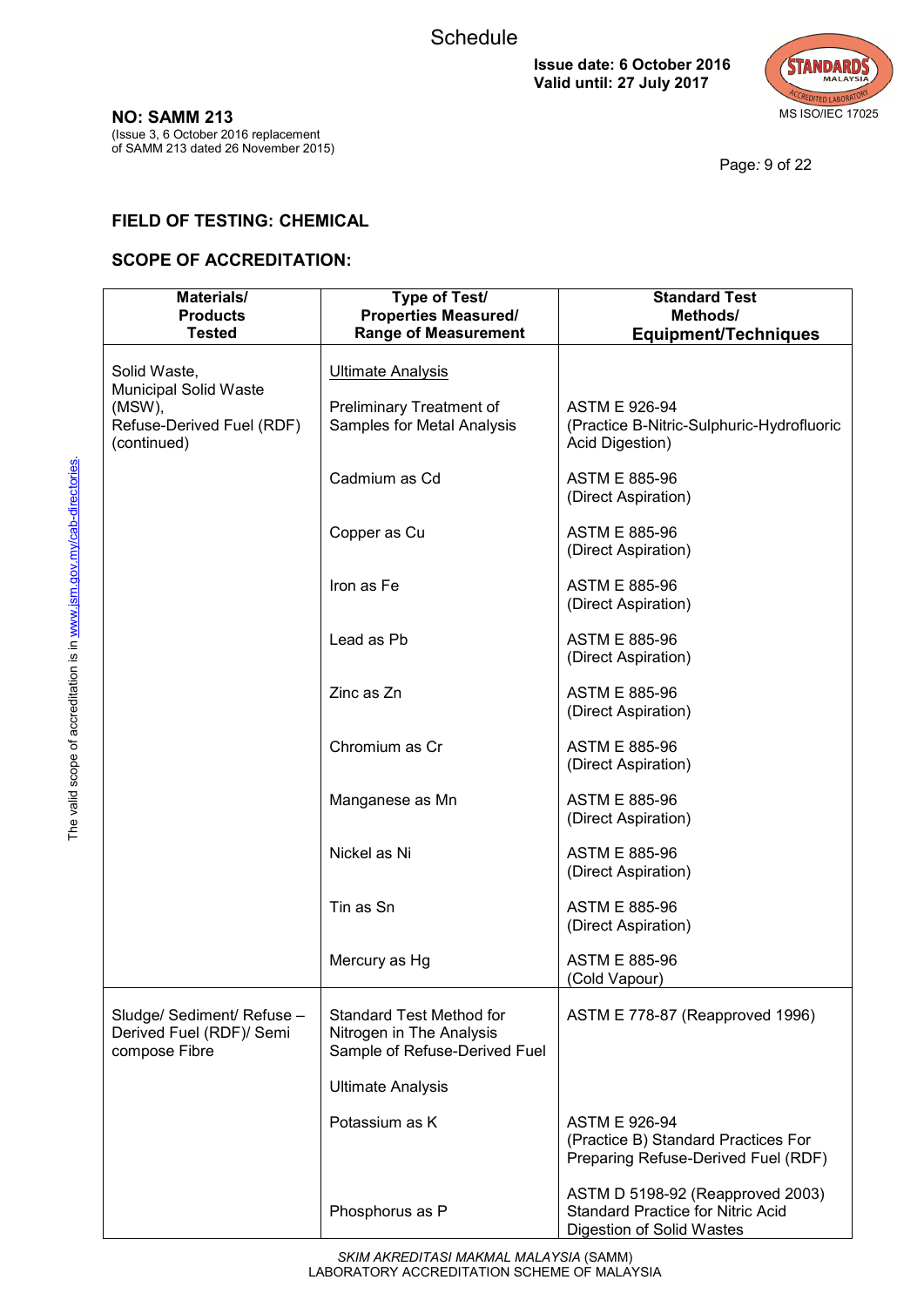## FIELD OF TESTING: CHEMICAL

## SCOPE OF ACCREDITATION:

| Materials/ Products Tested | Type of Test/ Properties Measured/ Range of Measurement | Standard Test Methods/ Equipment/Techniques |
|---|---|---|
| Solid Waste, Municipal Solid Waste (MSW), Refuse-Derived Fuel (RDF) (continued) | Ultimate Analysis | |
| | Preliminary Treatment of Samples for Metal Analysis | ASTM E 926-94 (Practice B-Nitric-Sulphuric-Hydrofluoric Acid Digestion) |
| | Cadmium as Cd | ASTM E 885-96 (Direct Aspiration) |
| | Copper as Cu | ASTM E 885-96 (Direct Aspiration) |
| | Iron as Fe | ASTM E 885-96 (Direct Aspiration) |
| | Lead as Pb | ASTM E 885-96 (Direct Aspiration) |
| | Zinc as Zn | ASTM E 885-96 (Direct Aspiration) |
| | Chromium as Cr | ASTM E 885-96 (Direct Aspiration) |
| | Manganese as Mn | ASTM E 885-96 (Direct Aspiration) |
| | Nickel as Ni | ASTM E 885-96 (Direct Aspiration) |
| | Tin as Sn | ASTM E 885-96 (Direct Aspiration) |
| | Mercury as Hg | ASTM E 885-96 (Cold Vapour) |
| Sludge/ Sediment/ Refuse – Derived Fuel (RDF)/ Semi compose Fibre | Standard Test Method for Nitrogen in The Analysis Sample of Refuse-Derived Fuel | ASTM E 778-87 (Reapproved 1996) |
| | Ultimate Analysis | |
| | Potassium as K | ASTM E 926-94 (Practice B) Standard Practices For Preparing Refuse-Derived Fuel (RDF) |
| | Phosphorus as P | ASTM D 5198-92 (Reapproved 2003) Standard Practice for Nitric Acid Digestion of Solid Wastes |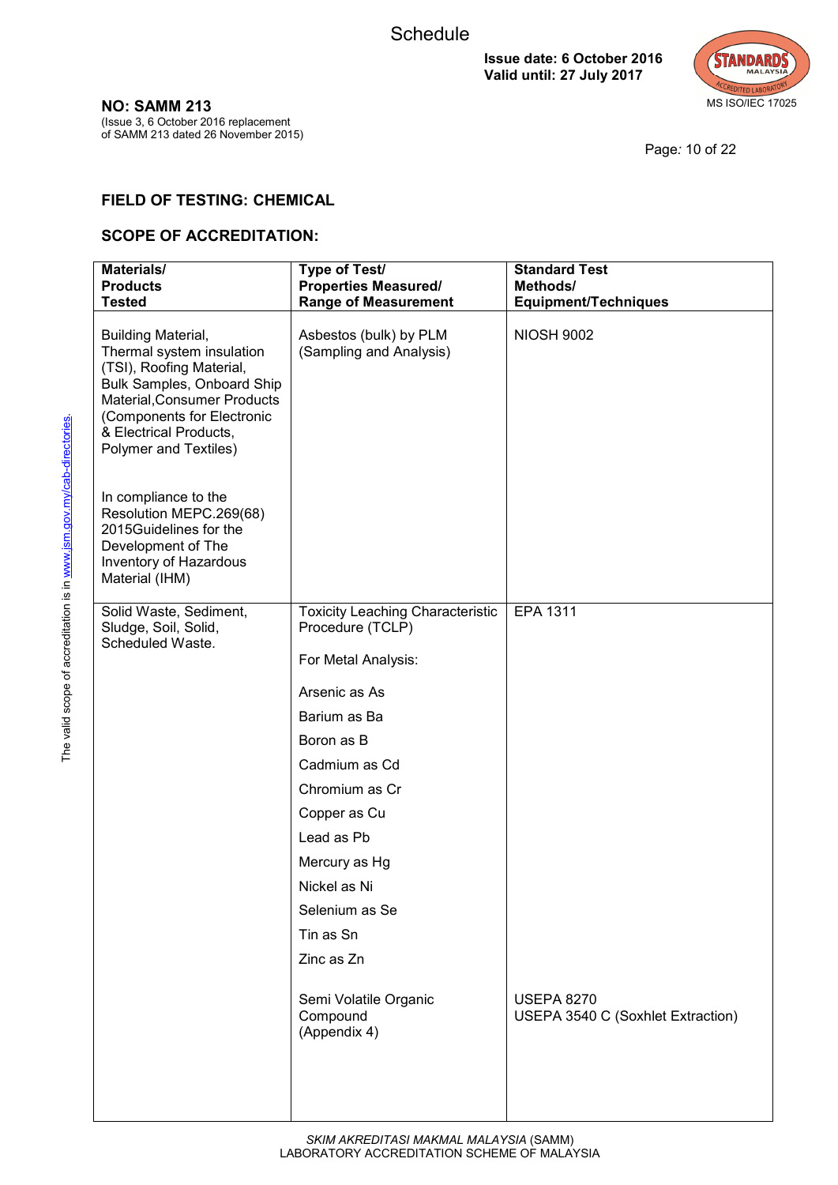## FIELD OF TESTING: CHEMICAL

## SCOPE OF ACCREDITATION:

| Materials/ Products Tested | Type of Test/ Properties Measured/ Range of Measurement | Standard Test Methods/ Equipment/Techniques |
|---|---|---|
| Building Material, Thermal system insulation (TSI), Roofing Material, Bulk Samples, Onboard Ship Material,Consumer Products (Components for Electronic & Electrical Products, Polymer and Textiles)<br><br>In compliance to the Resolution MEPC.269(68) 2015Guidelines for the Development of The Inventory of Hazardous Material (IHM) | Asbestos (bulk) by PLM (Sampling and Analysis) | NIOSH 9002 |
| Solid Waste, Sediment, Sludge, Soil, Solid, Scheduled Waste. | Toxicity Leaching Characteristic Procedure (TCLP)<br><br>For Metal Analysis:<br><br>Arsenic as As<br>Barium as Ba<br>Boron as B<br>Cadmium as Cd<br>Chromium as Cr<br>Copper as Cu<br>Lead as Pb<br>Mercury as Hg<br>Nickel as Ni<br>Selenium as Se<br>Tin as Sn<br>Zinc as Zn | EPA 1311 |
| | Semi Volatile Organic Compound (Appendix 4) | USEPA 8270<br>USEPA 3540 C (Soxhlet Extraction) |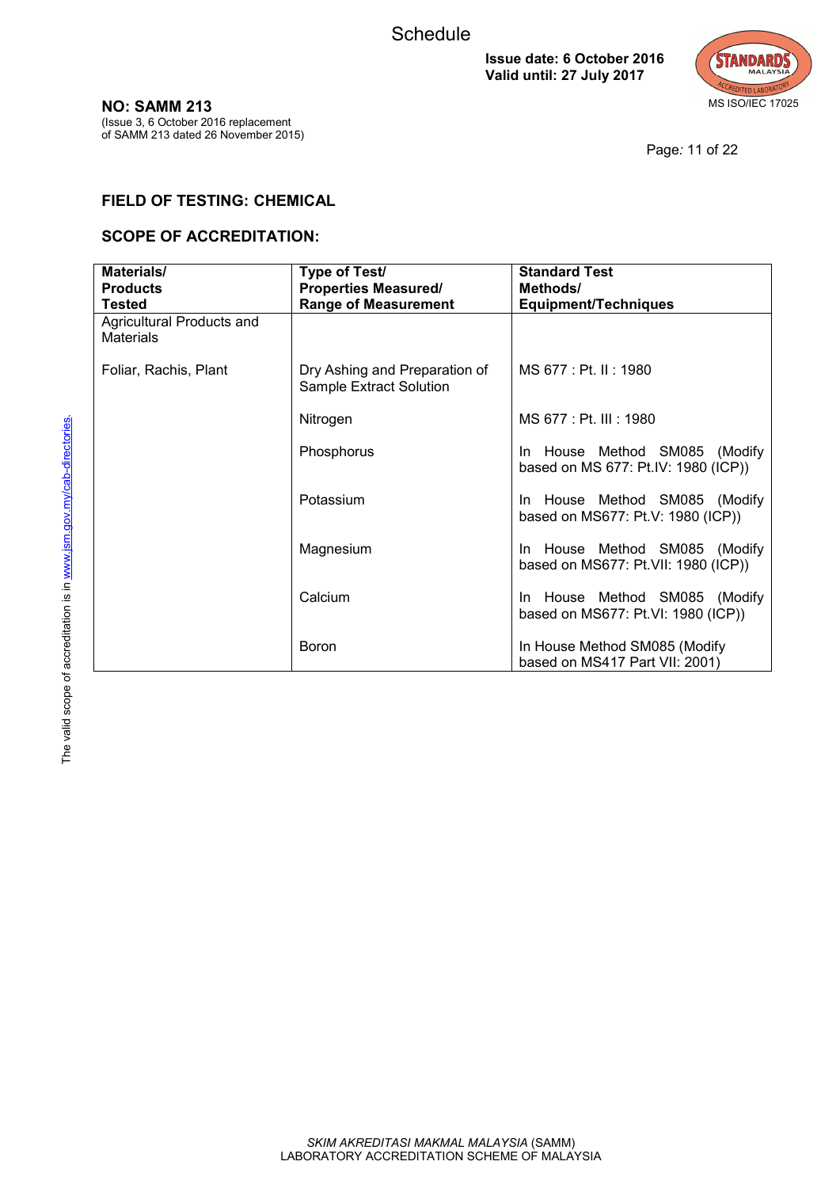**NO: SAMM 213**
(Issue 3, 6 October 2016 replacement of SAMM 213 dated 26 November 2015)

**Issue date: 6 October 2016**
**Valid until: 27 July 2017**

## FIELD OF TESTING: CHEMICAL

## SCOPE OF ACCREDITATION:

| Materials/ Products Tested | Type of Test/ Properties Measured/ Range of Measurement | Standard Test Methods/ Equipment/Techniques |
|---|---|---|
| Agricultural Products and Materials | | |
| Foliar, Rachis, Plant | Dry Ashing and Preparation of Sample Extract Solution | MS 677 : Pt. II : 1980 |
| | Nitrogen | MS 677 : Pt. III : 1980 |
| | Phosphorus | In House Method SM085 (Modify based on MS 677: Pt.IV: 1980 (ICP)) |
| | Potassium | In House Method SM085 (Modify based on MS677: Pt.V: 1980 (ICP)) |
| | Magnesium | In House Method SM085 (Modify based on MS677: Pt.VII: 1980 (ICP)) |
| | Calcium | In House Method SM085 (Modify based on MS677: Pt.VI: 1980 (ICP)) |
| | Boron | In House Method SM085 (Modify based on MS417 Part VII: 2001) |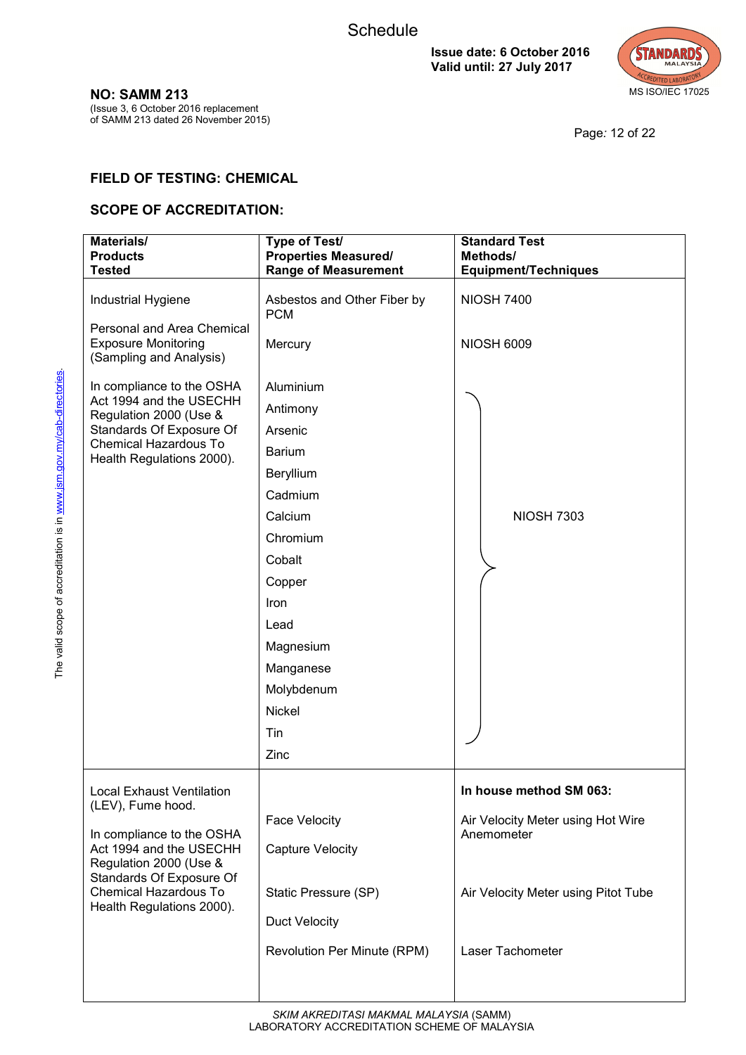**Issue date: 6 October 2016**
**Valid until: 27 July 2017**

**NO: SAMM 213**
(Issue 3, 6 October 2016 replacement of SAMM 213 dated 26 November 2015)

## FIELD OF TESTING: CHEMICAL

## SCOPE OF ACCREDITATION:

| Materials/ Products Tested | Type of Test/ Properties Measured/ Range of Measurement | Standard Test Methods/ Equipment/Techniques |
|---|---|---|
| Industrial Hygiene<br><br>Personal and Area Chemical Exposure Monitoring (Sampling and Analysis)<br><br>In compliance to the OSHA Act 1994 and the USECHH Regulation 2000 (Use & Standards Of Exposure Of Chemical Hazardous To Health Regulations 2000). | Asbestos and Other Fiber by PCM | NIOSH 7400 |
| | Mercury | NIOSH 6009 |
| | Aluminium<br>Antimony<br>Arsenic<br>Barium<br>Beryllium<br>Cadmium<br>Calcium<br>Chromium<br>Cobalt<br>Copper<br>Iron<br>Lead<br>Magnesium<br>Manganese<br>Molybdenum<br>Nickel<br>Tin<br>Zinc | NIOSH 7303 |
| Local Exhaust Ventilation (LEV), Fume hood.<br><br>In compliance to the OSHA Act 1994 and the USECHH Regulation 2000 (Use & Standards Of Exposure Of Chemical Hazardous To Health Regulations 2000). | | **In house method SM 063:** |
| | Face Velocity<br>Capture Velocity | Air Velocity Meter using Hot Wire Anemometer |
| | Static Pressure (SP)<br>Duct Velocity | Air Velocity Meter using Pitot Tube |
| | Revolution Per Minute (RPM) | Laser Tachometer |

*SKIM AKREDITASI MAKMAL MALAYSIA* (SAMM)
LABORATORY ACCREDITATION SCHEME OF MALAYSIA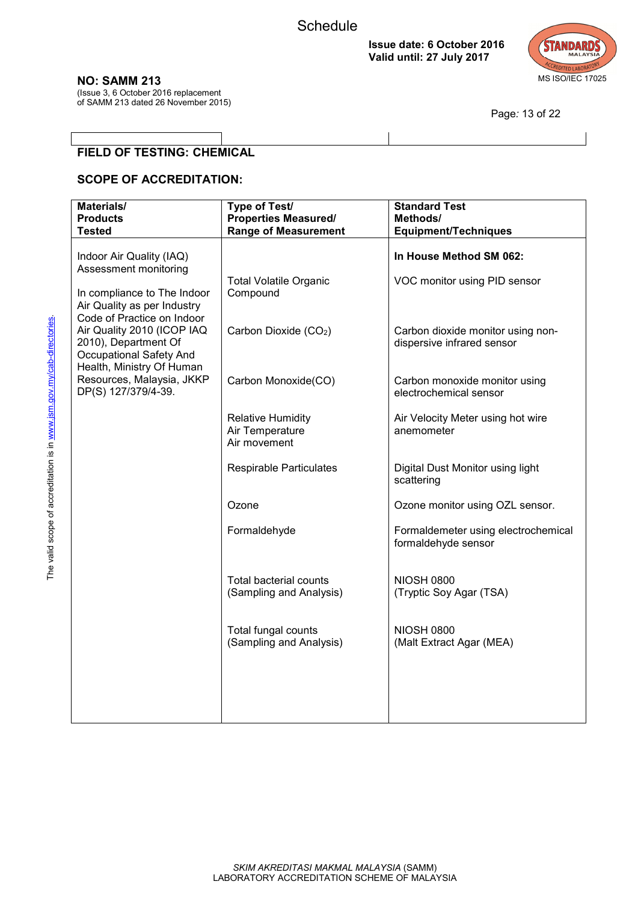**FIELD OF TESTING: CHEMICAL**

**SCOPE OF ACCREDITATION:**

| Materials/ Products Tested | Type of Test/ Properties Measured/ Range of Measurement | Standard Test Methods/ Equipment/Techniques |
|---|---|---|
| Indoor Air Quality (IAQ) Assessment monitoring<br><br>In compliance to The Indoor Air Quality as per Industry Code of Practice on Indoor Air Quality 2010 (ICOP IAQ 2010), Department Of Occupational Safety And Health, Ministry Of Human Resources, Malaysia, JKKP DP(S) 127/379/4-39. | | **In House Method SM 062:** |
| | Total Volatile Organic Compound | VOC monitor using PID sensor |
| | Carbon Dioxide ($CO_2$) | Carbon dioxide monitor using non-dispersive infrared sensor |
| | Carbon Monoxide(CO) | Carbon monoxide monitor using electrochemical sensor |
| | Relative Humidity<br>Air Temperature<br>Air movement | Air Velocity Meter using hot wire anemometer |
| | Respirable Particulates | Digital Dust Monitor using light scattering |
| | Ozone | Ozone monitor using OZL sensor. |
| | Formaldehyde | Formaldemeter using electrochemical formaldehyde sensor |
| | Total bacterial counts (Sampling and Analysis) | NIOSH 0800 (Tryptic Soy Agar (TSA) |
| | Total fungal counts (Sampling and Analysis) | NIOSH 0800 (Malt Extract Agar (MEA) |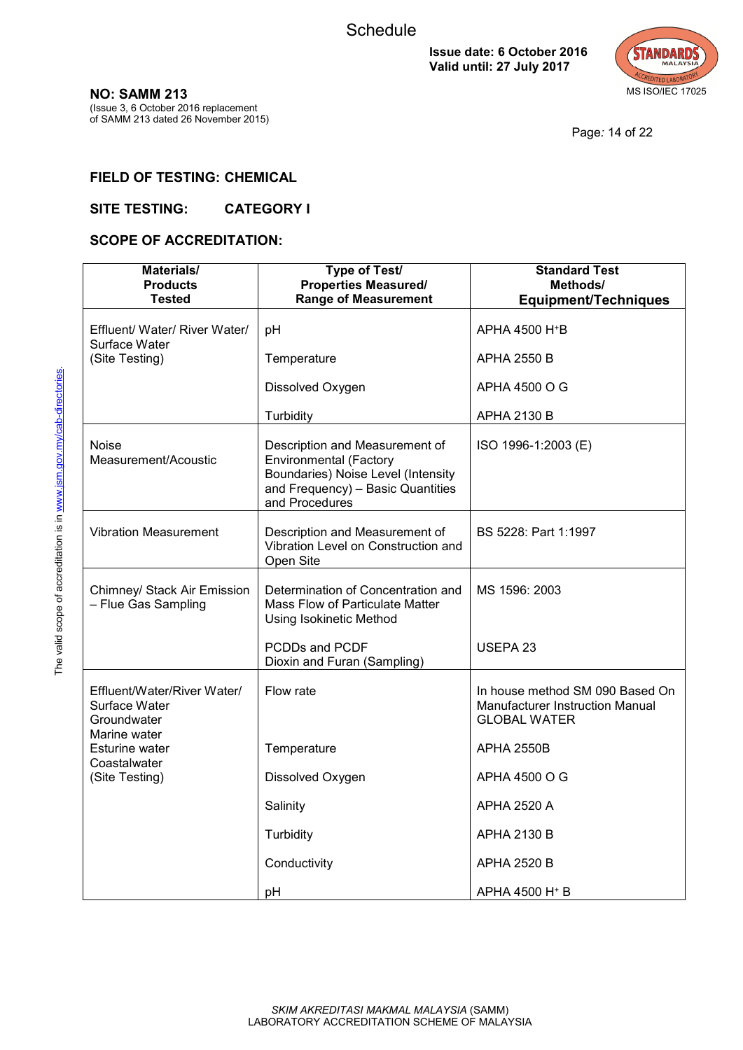# Schedule

**Issue date: 6 October 2016**
**Valid until: 27 July 2017**

MS ISO/IEC 17025

**NO: SAMM 213**
(Issue 3, 6 October 2016 replacement of SAMM 213 dated 26 November 2015)

## FIELD OF TESTING: CHEMICAL

## SITE TESTING: CATEGORY I

## SCOPE OF ACCREDITATION:

| Materials/ Products Tested | Type of Test/ Properties Measured/ Range of Measurement | Standard Test Methods/ Equipment/Techniques |
|---|---|---|
| Effluent/ Water/ River Water/ Surface Water (Site Testing) | pH | APHA 4500 $H^+$B |
| | Temperature | APHA 2550 B |
| | Dissolved Oxygen | APHA 4500 O G |
| | Turbidity | APHA 2130 B |
| Noise Measurement/Acoustic | Description and Measurement of Environmental (Factory Boundaries) Noise Level (Intensity and Frequency) – Basic Quantities and Procedures | ISO 1996-1:2003 (E) |
| Vibration Measurement | Description and Measurement of Vibration Level on Construction and Open Site | BS 5228: Part 1:1997 |
| Chimney/ Stack Air Emission – Flue Gas Sampling | Determination of Concentration and Mass Flow of Particulate Matter Using Isokinetic Method | MS 1596: 2003 |
| | PCDDs and PCDF Dioxin and Furan (Sampling) | USEPA 23 |
| Effluent/Water/River Water/ Surface Water Groundwater Marine water Esturine water Coastalwater (Site Testing) | Flow rate | In house method SM 090 Based On Manufacturer Instruction Manual GLOBAL WATER |
| | Temperature | APHA 2550B |
| | Dissolved Oxygen | APHA 4500 O G |
| | Salinity | APHA 2520 A |
| | Turbidity | APHA 2130 B |
| | Conductivity | APHA 2520 B |
| | pH | APHA 4500 $H^+$ B |

The valid scope of accreditation is in www.jsm.gov.my/cab-directories.

*SKIM AKREDITASI MAKMAL MALAYSIA* (SAMM)
LABORATORY ACCREDITATION SCHEME OF MALAYSIA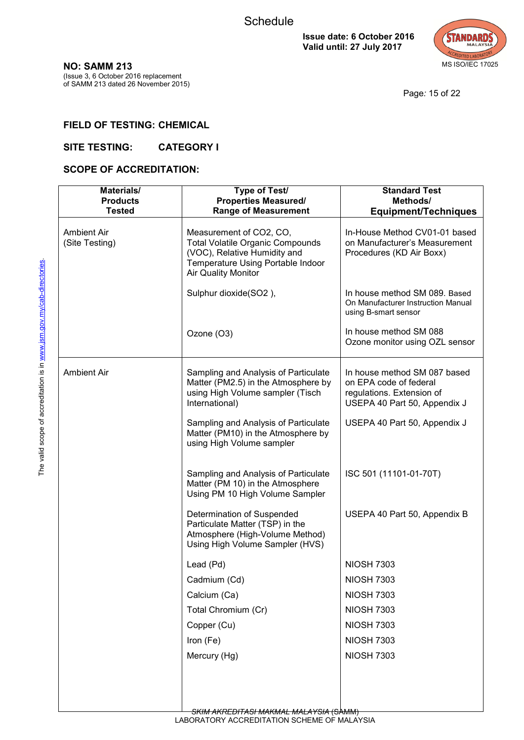Schedule

**Issue date: 6 October 2016**
**Valid until: 27 July 2017**

MS ISO/IEC 17025

**NO: SAMM 213**
(Issue 3, 6 October 2016 replacement of SAMM 213 dated 26 November 2015)

## FIELD OF TESTING: CHEMICAL

## SITE TESTING: CATEGORY I

## SCOPE OF ACCREDITATION:

| Materials/ Products Tested | Type of Test/ Properties Measured/ Range of Measurement | Standard Test Methods/ Equipment/Techniques |
|---|---|---|
| Ambient Air (Site Testing) | Measurement of CO2, CO, Total Volatile Organic Compounds (VOC), Relative Humidity and Temperature Using Portable Indoor Air Quality Monitor | In-House Method CV01-01 based on Manufacturer's Measurement Procedures (KD Air Boxx) |
| | Sulphur dioxide(SO2 ), | In house method SM 089. Based On Manufacturer Instruction Manual using B-smart sensor |
| | Ozone (O3) | In house method SM 088 Ozone monitor using OZL sensor |
| Ambient Air | Sampling and Analysis of Particulate Matter (PM2.5) in the Atmosphere by using High Volume sampler (Tisch International) | In house method SM 087 based on EPA code of federal regulations. Extension of USEPA 40 Part 50, Appendix J |
| | Sampling and Analysis of Particulate Matter (PM10) in the Atmosphere by using High Volume sampler | USEPA 40 Part 50, Appendix J |
| | Sampling and Analysis of Particulate Matter (PM 10) in the Atmosphere Using PM 10 High Volume Sampler | ISC 501 (11101-01-70T) |
| | Determination of Suspended Particulate Matter (TSP) in the Atmosphere (High-Volume Method) Using High Volume Sampler (HVS) | USEPA 40 Part 50, Appendix B |
| | Lead (Pd) | NIOSH 7303 |
| | Cadmium (Cd) | NIOSH 7303 |
| | Calcium (Ca) | NIOSH 7303 |
| | Total Chromium (Cr) | NIOSH 7303 |
| | Copper (Cu) | NIOSH 7303 |
| | Iron (Fe) | NIOSH 7303 |
| | Mercury (Hg) | NIOSH 7303 |

The valid scope of accreditation is in www.jsm.gov.my/cab-directories.

*SKIM AKREDITASI MAKMAL MALAYSIA* (SAMM)
LABORATORY ACCREDITATION SCHEME OF MALAYSIA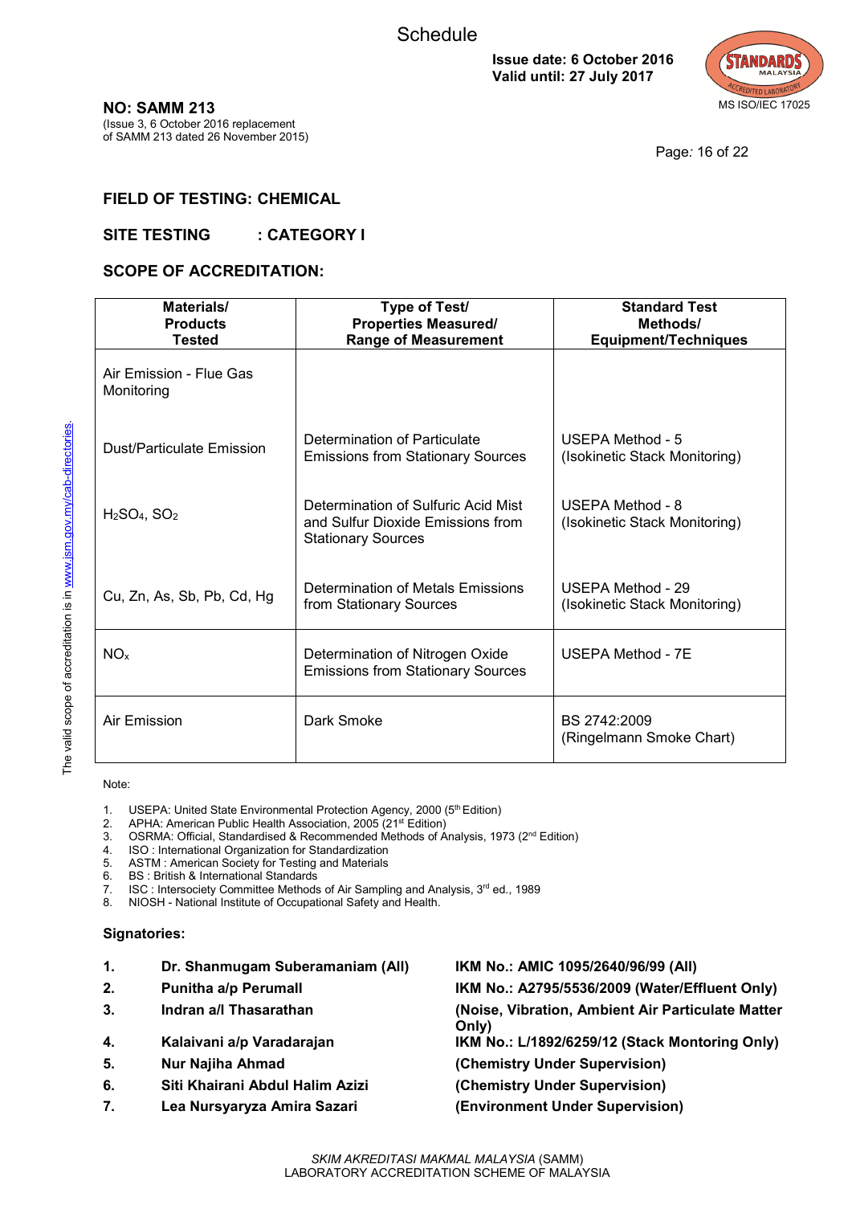# Schedule

**Issue date: 6 October 2016**
**Valid until: 27 July 2017**

MS ISO/IEC 17025

**NO: SAMM 213**
(Issue 3, 6 October 2016 replacement of SAMM 213 dated 26 November 2015)

The valid scope of accreditation is in www.jsm.gov.my/cab-directories.

## FIELD OF TESTING: CHEMICAL

## SITE TESTING : CATEGORY I

## SCOPE OF ACCREDITATION:

| Materials/ Products Tested | Type of Test/ Properties Measured/ Range of Measurement | Standard Test Methods/ Equipment/Techniques |
|---|---|---|
| Air Emission - Flue Gas Monitoring | | |
| Dust/Particulate Emission | Determination of Particulate Emissions from Stationary Sources | USEPA Method - 5 (Isokinetic Stack Monitoring) |
| $H_2SO_4$, $SO_2$ | Determination of Sulfuric Acid Mist and Sulfur Dioxide Emissions from Stationary Sources | USEPA Method - 8 (Isokinetic Stack Monitoring) |
| Cu, Zn, As, Sb, Pb, Cd, Hg | Determination of Metals Emissions from Stationary Sources | USEPA Method - 29 (Isokinetic Stack Monitoring) |
| $NO_x$ | Determination of Nitrogen Oxide Emissions from Stationary Sources | USEPA Method - 7E |
| Air Emission | Dark Smoke | BS 2742:2009 (Ringelmann Smoke Chart) |

Note:

1. USEPA: United State Environmental Protection Agency, 2000 (5th Edition)
2. APHA: American Public Health Association, 2005 (21st Edition)
3. OSRMA: Official, Standardised & Recommended Methods of Analysis, 1973 (2nd Edition)
4. ISO : International Organization for Standardization
5. ASTM : American Society for Testing and Materials
6. BS : British & International Standards
7. ISC : Intersociety Committee Methods of Air Sampling and Analysis, 3rd ed., 1989
8. NIOSH - National Institute of Occupational Safety and Health.

**Signatories:**

| | | |
|---|---|---|
| **1.** | **Dr. Shanmugam Suberamaniam (All)** | **IKM No.: AMIC 1095/2640/96/99 (All)** |
| **2.** | **Punitha a/p Perumall** | **IKM No.: A2795/5536/2009 (Water/Effluent Only)** |
| **3.** | **Indran a/l Thasarathan** | **(Noise, Vibration, Ambient Air Particulate Matter Only)** |
| **4.** | **Kalaivani a/p Varadarajan** | **IKM No.: L/1892/6259/12 (Stack Montoring Only)** |
| **5.** | **Nur Najiha Ahmad** | **(Chemistry Under Supervision)** |
| **6.** | **Siti Khairani Abdul Halim Azizi** | **(Chemistry Under Supervision)** |
| **7.** | **Lea Nursyaryza Amira Sazari** | **(Environment Under Supervision)** |

*SKIM AKREDITASI MAKMAL MALAYSIA* (SAMM)
LABORATORY ACCREDITATION SCHEME OF MALAYSIA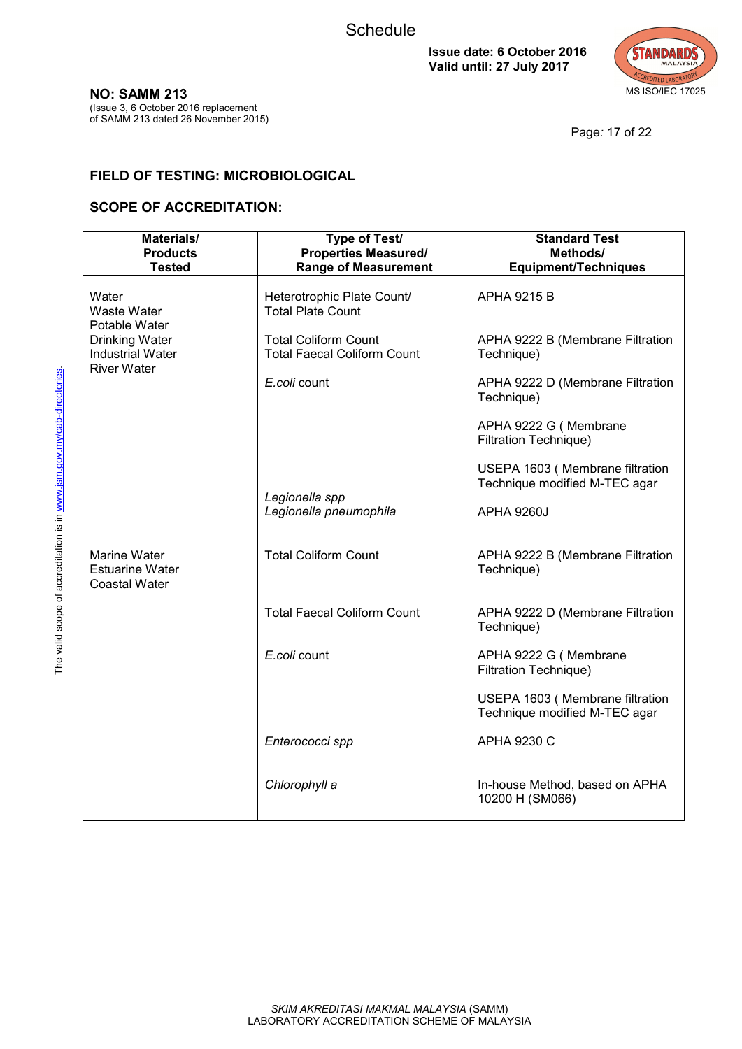Schedule

**Issue date: 6 October 2016**
**Valid until: 27 July 2017**

MS ISO/IEC 17025

**NO: SAMM 213**
(Issue 3, 6 October 2016 replacement of SAMM 213 dated 26 November 2015)

## FIELD OF TESTING: MICROBIOLOGICAL

## SCOPE OF ACCREDITATION:

| Materials/ Products Tested | Type of Test/ Properties Measured/ Range of Measurement | Standard Test Methods/ Equipment/Techniques |
|---|---|---|
| Water<br>Waste Water<br>Potable Water<br>Drinking Water<br>Industrial Water<br>River Water | Heterotrophic Plate Count/ Total Plate Count | APHA 9215 B |
| | Total Coliform Count<br>Total Faecal Coliform Count | APHA 9222 B (Membrane Filtration Technique) |
| | *E.coli* count | APHA 9222 D (Membrane Filtration Technique) |
| | | APHA 9222 G ( Membrane Filtration Technique) |
| | | USEPA 1603 ( Membrane filtration Technique modified M-TEC agar |
| | *Legionella spp*<br>*Legionella pneumophila* | APHA 9260J |
| Marine Water<br>Estuarine Water<br>Coastal Water | Total Coliform Count | APHA 9222 B (Membrane Filtration Technique) |
| | Total Faecal Coliform Count | APHA 9222 D (Membrane Filtration Technique) |
| | *E.coli* count | APHA 9222 G ( Membrane Filtration Technique) |
| | | USEPA 1603 ( Membrane filtration Technique modified M-TEC agar |
| | *Enterococci spp* | APHA 9230 C |
| | *Chlorophyll a* | In-house Method, based on APHA 10200 H (SM066) |

The valid scope of accreditation is in www.jsm.gov.my/cab-directories.

*SKIM AKREDITASI MAKMAL MALAYSIA* (SAMM)
LABORATORY ACCREDITATION SCHEME OF MALAYSIA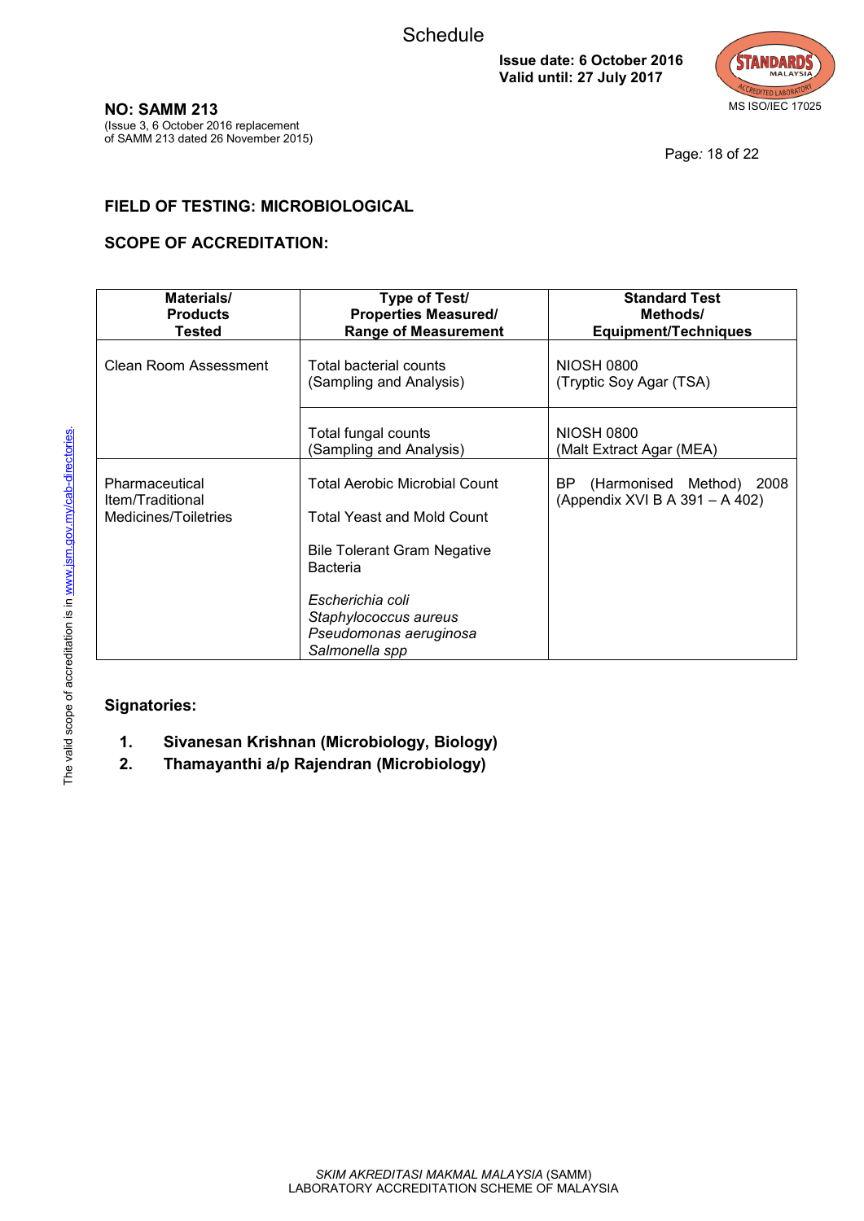**NO: SAMM 213**
(Issue 3, 6 October 2016 replacement of SAMM 213 dated 26 November 2015)

**Issue date: 6 October 2016**
**Valid until: 27 July 2017**

MS ISO/IEC 17025

## FIELD OF TESTING: MICROBIOLOGICAL

## SCOPE OF ACCREDITATION:

| Materials/ Products Tested | Type of Test/ Properties Measured/ Range of Measurement | Standard Test Methods/ Equipment/Techniques |
|---|---|---|
| Clean Room Assessment | Total bacterial counts (Sampling and Analysis) | NIOSH 0800 (Tryptic Soy Agar (TSA) |
| | Total fungal counts (Sampling and Analysis) | NIOSH 0800 (Malt Extract Agar (MEA) |
| Pharmaceutical Item/Traditional Medicines/Toiletries | Total Aerobic Microbial Count<br><br>Total Yeast and Mold Count<br><br>Bile Tolerant Gram Negative Bacteria<br><br>*Escherichia coli*<br>*Staphylococcus aureus*<br>*Pseudomonas aeruginosa*<br>*Salmonella spp* | BP (Harmonised Method) 2008 (Appendix XVI B A 391 – A 402) |

**Signatories:**

1. **Sivanesan Krishnan (Microbiology, Biology)**
2. **Thamayanthi a/p Rajendran (Microbiology)**

The valid scope of accreditation is in www.jsm.gov.my/cab-directories.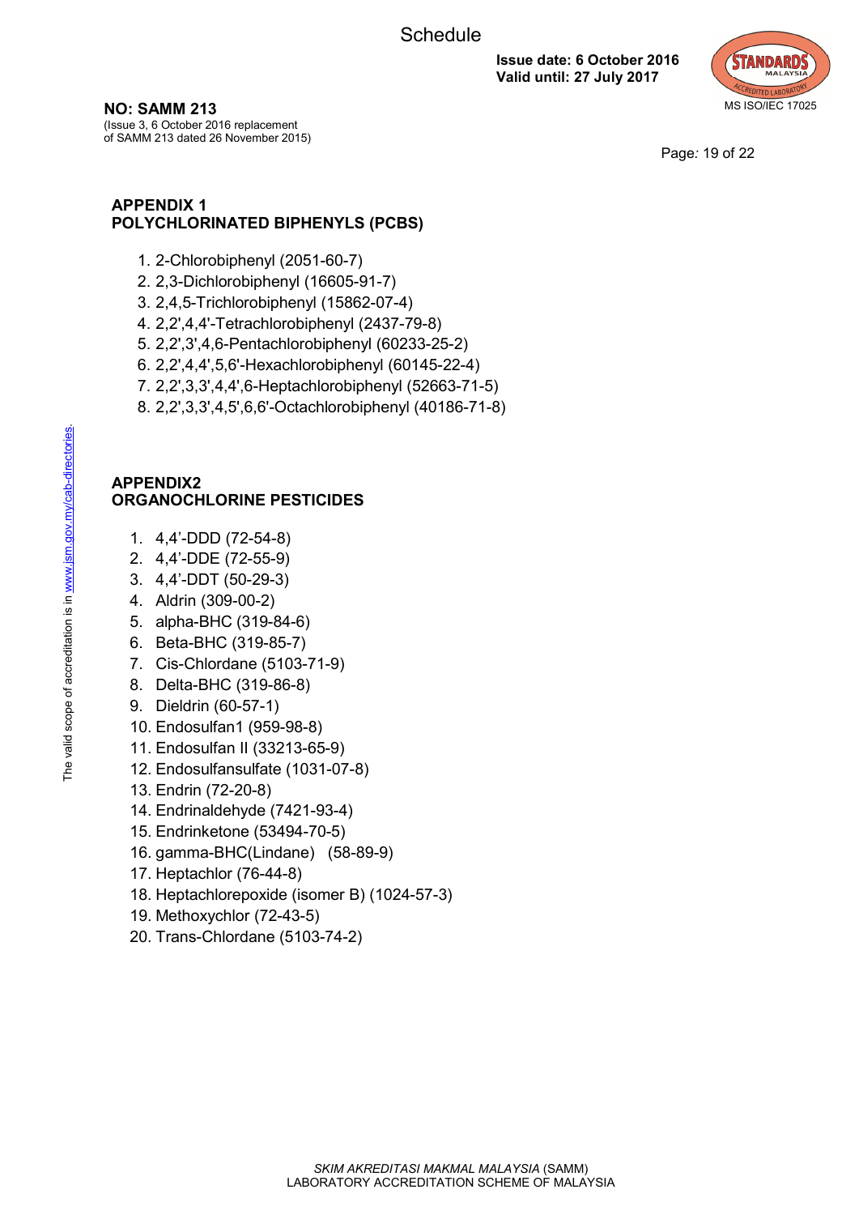## APPENDIX 1
## POLYCHLORINATED BIPHENYLS (PCBS)

1. 2-Chlorobiphenyl (2051-60-7)
2. 2,3-Dichlorobiphenyl (16605-91-7)
3. 2,4,5-Trichlorobiphenyl (15862-07-4)
4. 2,2',4,4'-Tetrachlorobiphenyl (2437-79-8)
5. 2,2',3',4,6-Pentachlorobiphenyl (60233-25-2)
6. 2,2',4,4',5,6'-Hexachlorobiphenyl (60145-22-4)
7. 2,2',3,3',4,4',6-Heptachlorobiphenyl (52663-71-5)
8. 2,2',3,3',4,5',6,6'-Octachlorobiphenyl (40186-71-8)

## APPENDIX2
## ORGANOCHLORINE PESTICIDES

1. 4,4’-DDD (72-54-8)
2. 4,4’-DDE (72-55-9)
3. 4,4’-DDT (50-29-3)
4. Aldrin (309-00-2)
5. alpha-BHC (319-84-6)
6. Beta-BHC (319-85-7)
7. Cis-Chlordane (5103-71-9)
8. Delta-BHC (319-86-8)
9. Dieldrin (60-57-1)
10. Endosulfan1 (959-98-8)
11. Endosulfan II (33213-65-9)
12. Endosulfansulfate (1031-07-8)
13. Endrin (72-20-8)
14. Endrinaldehyde (7421-93-4)
15. Endrinketone (53494-70-5)
16. gamma-BHC(Lindane) (58-89-9)
17. Heptachlor (76-44-8)
18. Heptachlorepoxide (isomer B) (1024-57-3)
19. Methoxychlor (72-43-5)
20. Trans-Chlordane (5103-74-2)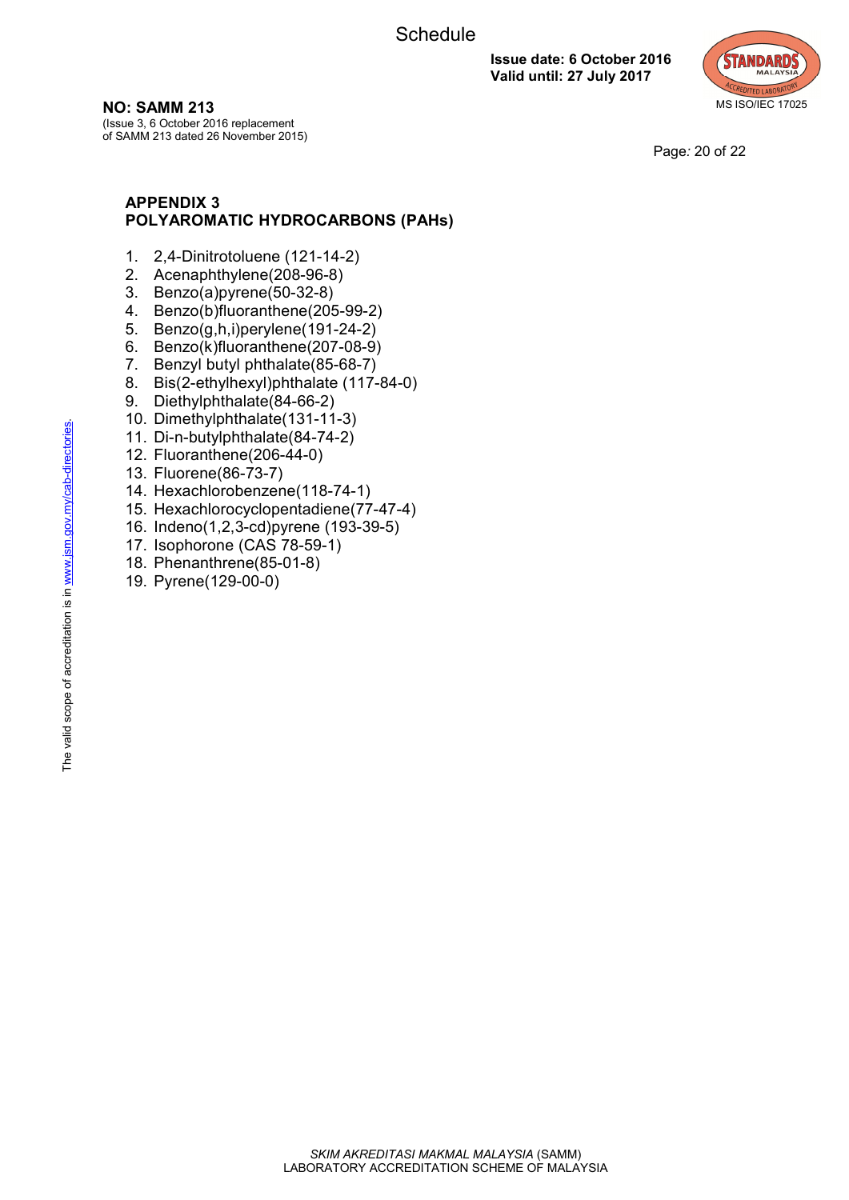## APPENDIX 3
## POLYAROMATIC HYDROCARBONS (PAHs)

1. 2,4-Dinitrotoluene (121-14-2)
2. Acenaphthylene(208-96-8)
3. Benzo(a)pyrene(50-32-8)
4. Benzo(b)fluoranthene(205-99-2)
5. Benzo(g,h,i)perylene(191-24-2)
6. Benzo(k)fluoranthene(207-08-9)
7. Benzyl butyl phthalate(85-68-7)
8. Bis(2-ethylhexyl)phthalate (117-84-0)
9. Diethylphthalate(84-66-2)
10. Dimethylphthalate(131-11-3)
11. Di-n-butylphthalate(84-74-2)
12. Fluoranthene(206-44-0)
13. Fluorene(86-73-7)
14. Hexachlorobenzene(118-74-1)
15. Hexachlorocyclopentadiene(77-47-4)
16. Indeno(1,2,3-cd)pyrene (193-39-5)
17. Isophorone (CAS 78-59-1)
18. Phenanthrene(85-01-8)
19. Pyrene(129-00-0)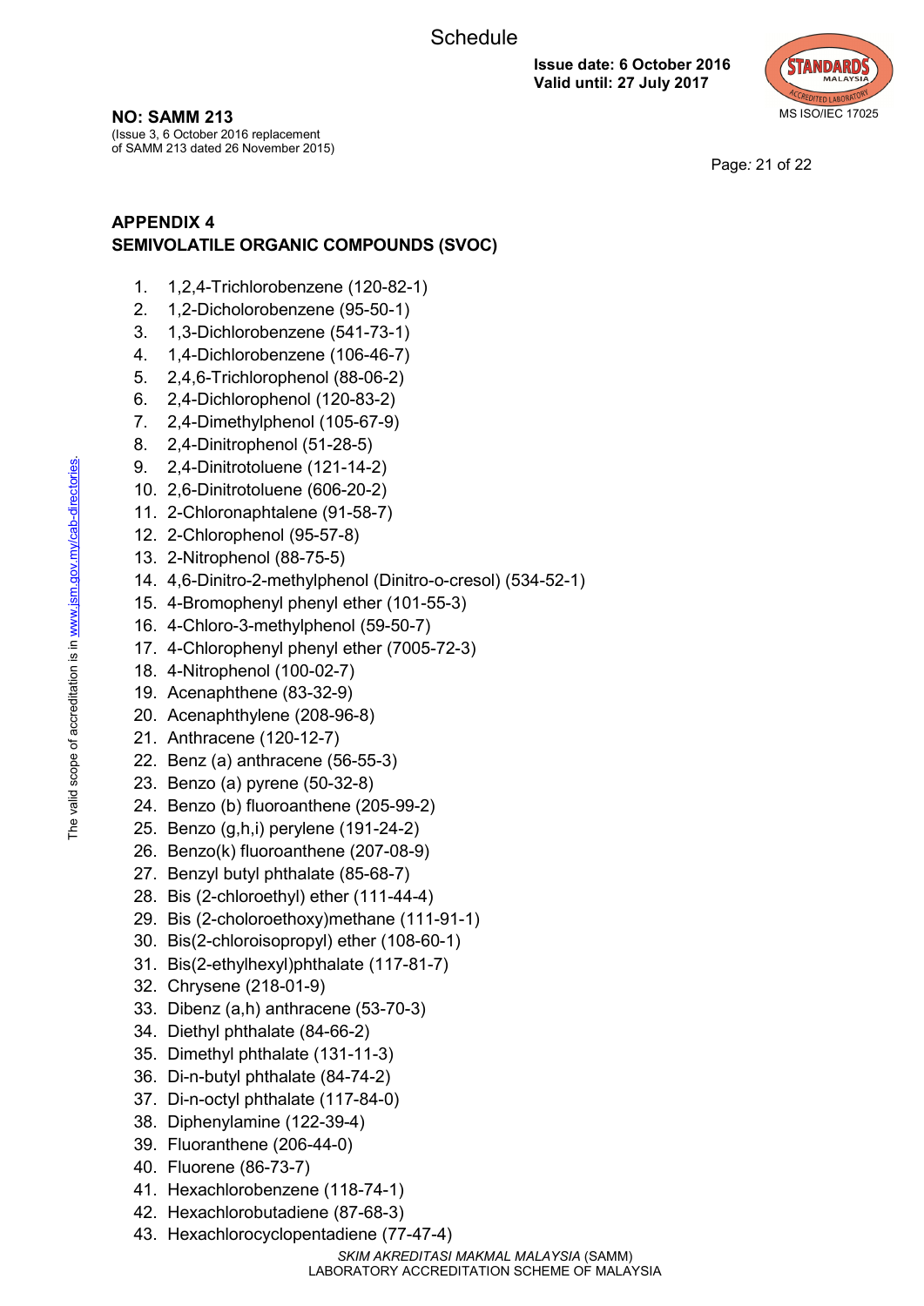## APPENDIX 4
## SEMIVOLATILE ORGANIC COMPOUNDS (SVOC)

1. 1,2,4-Trichlorobenzene (120-82-1)
2. 1,2-Dicholorobenzene (95-50-1)
3. 1,3-Dichlorobenzene (541-73-1)
4. 1,4-Dichlorobenzene (106-46-7)
5. 2,4,6-Trichlorophenol (88-06-2)
6. 2,4-Dichlorophenol (120-83-2)
7. 2,4-Dimethylphenol (105-67-9)
8. 2,4-Dinitrophenol (51-28-5)
9. 2,4-Dinitrotoluene (121-14-2)
10. 2,6-Dinitrotoluene (606-20-2)
11. 2-Chloronaphtalene (91-58-7)
12. 2-Chlorophenol (95-57-8)
13. 2-Nitrophenol (88-75-5)
14. 4,6-Dinitro-2-methylphenol (Dinitro-o-cresol) (534-52-1)
15. 4-Bromophenyl phenyl ether (101-55-3)
16. 4-Chloro-3-methylphenol (59-50-7)
17. 4-Chlorophenyl phenyl ether (7005-72-3)
18. 4-Nitrophenol (100-02-7)
19. Acenaphthene (83-32-9)
20. Acenaphthylene (208-96-8)
21. Anthracene (120-12-7)
22. Benz (a) anthracene (56-55-3)
23. Benzo (a) pyrene (50-32-8)
24. Benzo (b) fluoroanthene (205-99-2)
25. Benzo (g,h,i) perylene (191-24-2)
26. Benzo(k) fluoroanthene (207-08-9)
27. Benzyl butyl phthalate (85-68-7)
28. Bis (2-chloroethyl) ether (111-44-4)
29. Bis (2-choloroethoxy)methane (111-91-1)
30. Bis(2-chloroisopropyl) ether (108-60-1)
31. Bis(2-ethylhexyl)phthalate (117-81-7)
32. Chrysene (218-01-9)
33. Dibenz (a,h) anthracene (53-70-3)
34. Diethyl phthalate (84-66-2)
35. Dimethyl phthalate (131-11-3)
36. Di-n-butyl phthalate (84-74-2)
37. Di-n-octyl phthalate (117-84-0)
38. Diphenylamine (122-39-4)
39. Fluoranthene (206-44-0)
40. Fluorene (86-73-7)
41. Hexachlorobenzene (118-74-1)
42. Hexachlorobutadiene (87-68-3)
43. Hexachlorocyclopentadiene (77-47-4)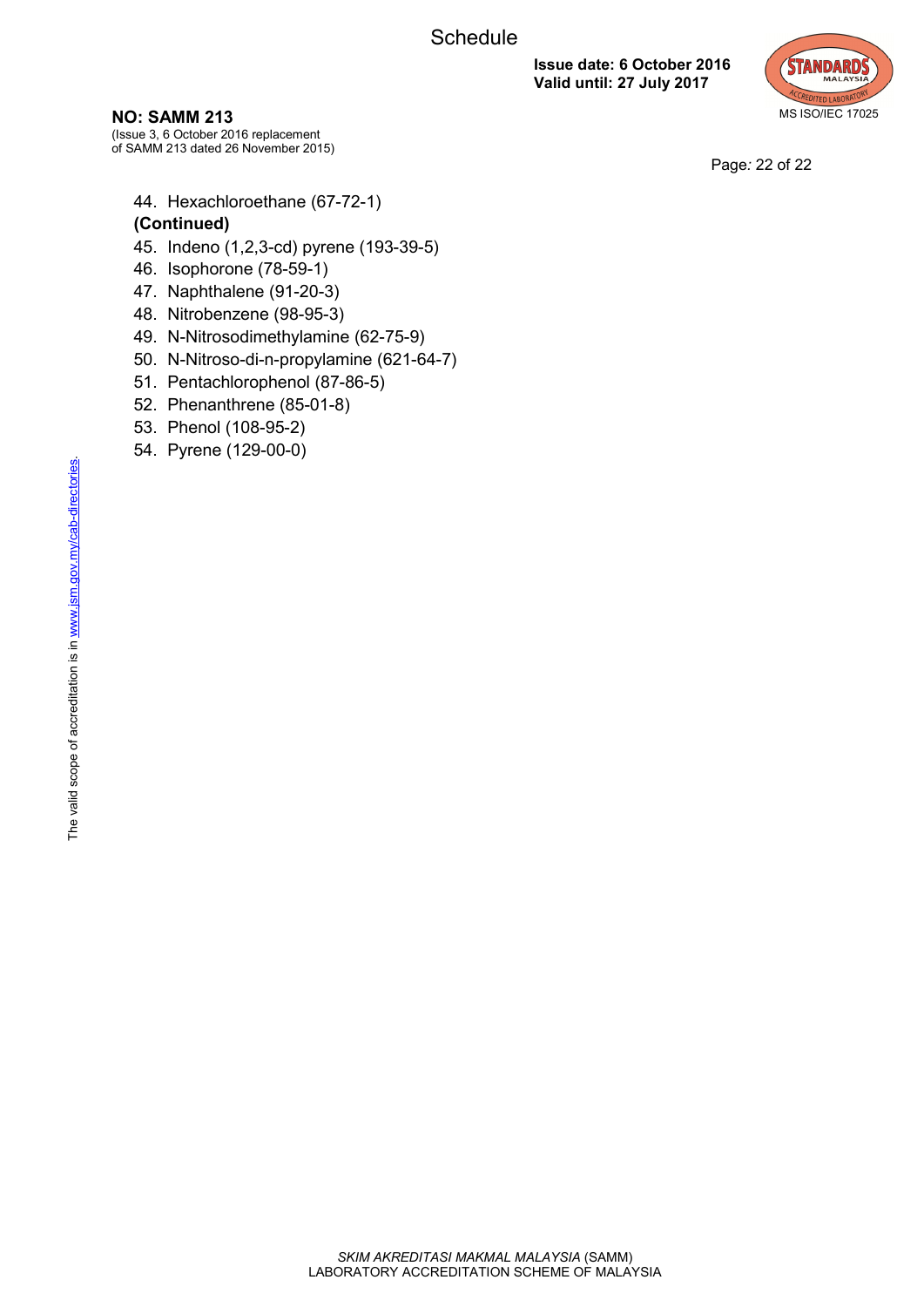44. Hexachloroethane (67-72-1)

**(Continued)**

45. Indeno (1,2,3-cd) pyrene (193-39-5)
46. Isophorone (78-59-1)
47. Naphthalene (91-20-3)
48. Nitrobenzene (98-95-3)
49. N-Nitrosodimethylamine (62-75-9)
50. N-Nitroso-di-n-propylamine (621-64-7)
51. Pentachlorophenol (87-86-5)
52. Phenanthrene (85-01-8)
53. Phenol (108-95-2)
54. Pyrene (129-00-0)